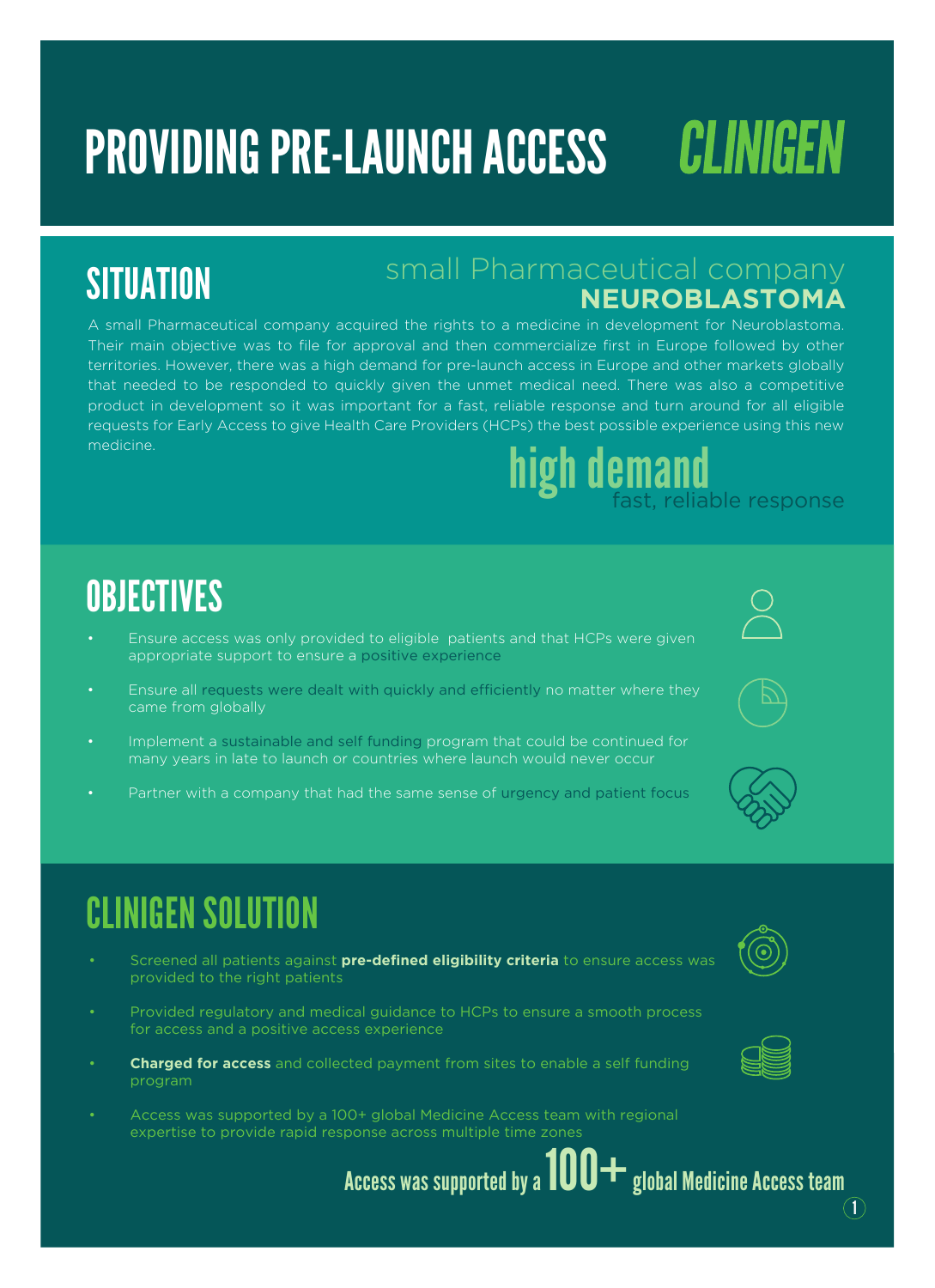# PROVIDING PRE-LAUNCH ACCESS

CLINIGEN

## SITUATION

small Pharmaceutical company
**NEUROBLASTOMA**

A small Pharmaceutical company acquired the rights to a medicine in development for Neuroblastoma. Their main objective was to file for approval and then commercialize first in Europe followed by other territories. However, there was a high demand for pre-launch access in Europe and other markets globally that needed to be responded to quickly given the unmet medical need. There was also a competitive product in development so it was important for a fast, reliable response and turn around for all eligible requests for Early Access to give Health Care Providers (HCPs) the best possible experience using this new medicine.

high demand
fast, reliable response

## OBJECTIVES

- Ensure access was only provided to eligible patients and that HCPs were given appropriate support to ensure a positive experience
- Ensure all requests were dealt with quickly and efficiently no matter where they came from globally
- Implement a sustainable and self funding program that could be continued for many years in late to launch or countries where launch would never occur
- Partner with a company that had the same sense of urgency and patient focus

## CLINIGEN SOLUTION

- Screened all patients against **pre-defined eligibility criteria** to ensure access was provided to the right patients
- Provided regulatory and medical guidance to HCPs to ensure a smooth process for access and a positive access experience
- **Charged for access** and collected payment from sites to enable a self funding program
- Access was supported by a 100+ global Medicine Access team with regional expertise to provide rapid response across multiple time zones

Access was supported by a 100+ global Medicine Access team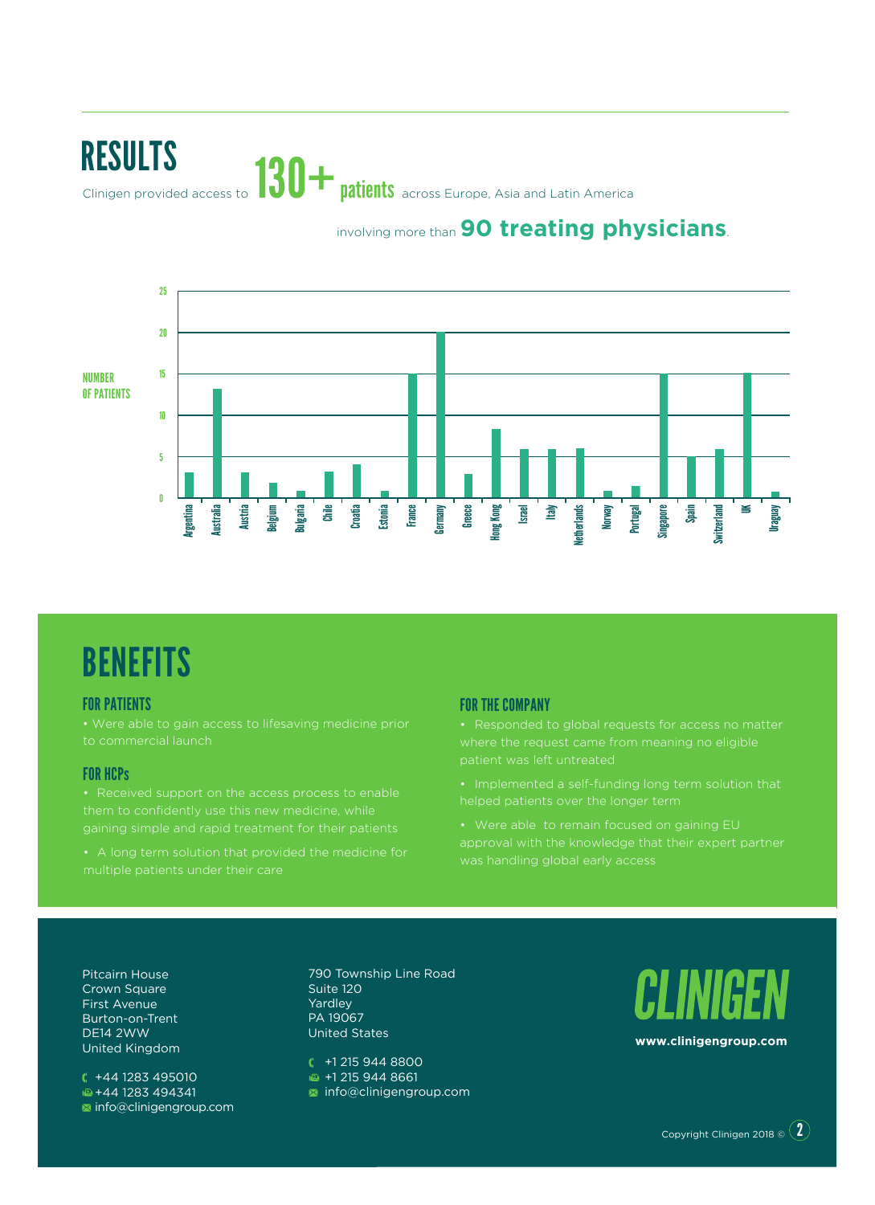# RESULTS

Clinigen provided access to **130+ patients** across Europe, Asia and Latin America

involving more than **90 treating physicians**.

NUMBER OF PATIENTS

25
20
15
10
5
0

Argentina
Australia
Austria
Belgium
Bulgaria
Chile
Croatia
Estonia
France
Germany
Greece
Hong Kong
Israel
Italy
Netherlands
Norway
Portugal
Singapore
Spain
Switzerland
UK
Uruguay

# BENEFITS

## FOR PATIENTS

- Were able to gain access to lifesaving medicine prior to commercial launch

## FOR HCPs

- Received support on the access process to enable them to confidently use this new medicine, while gaining simple and rapid treatment for their patients
- A long term solution that provided the medicine for multiple patients under their care

## FOR THE COMPANY

- Responded to global requests for access no matter where the request came from meaning no eligible patient was left untreated
- Implemented a self-funding long term solution that helped patients over the longer term
- Were able to remain focused on gaining EU approval with the knowledge that their expert partner was handling global early access

Pitcairn House
Crown Square
First Avenue
Burton-on-Trent
DE14 2WW
United Kingdom

+44 1283 495010
+44 1283 494341
info@clinigengroup.com

790 Township Line Road
Suite 120
Yardley
PA 19067
United States

+1 215 944 8800
+1 215 944 8661
info@clinigengroup.com

CLINIGEN

www.clinigengroup.com

Copyright Clinigen 2018 ©